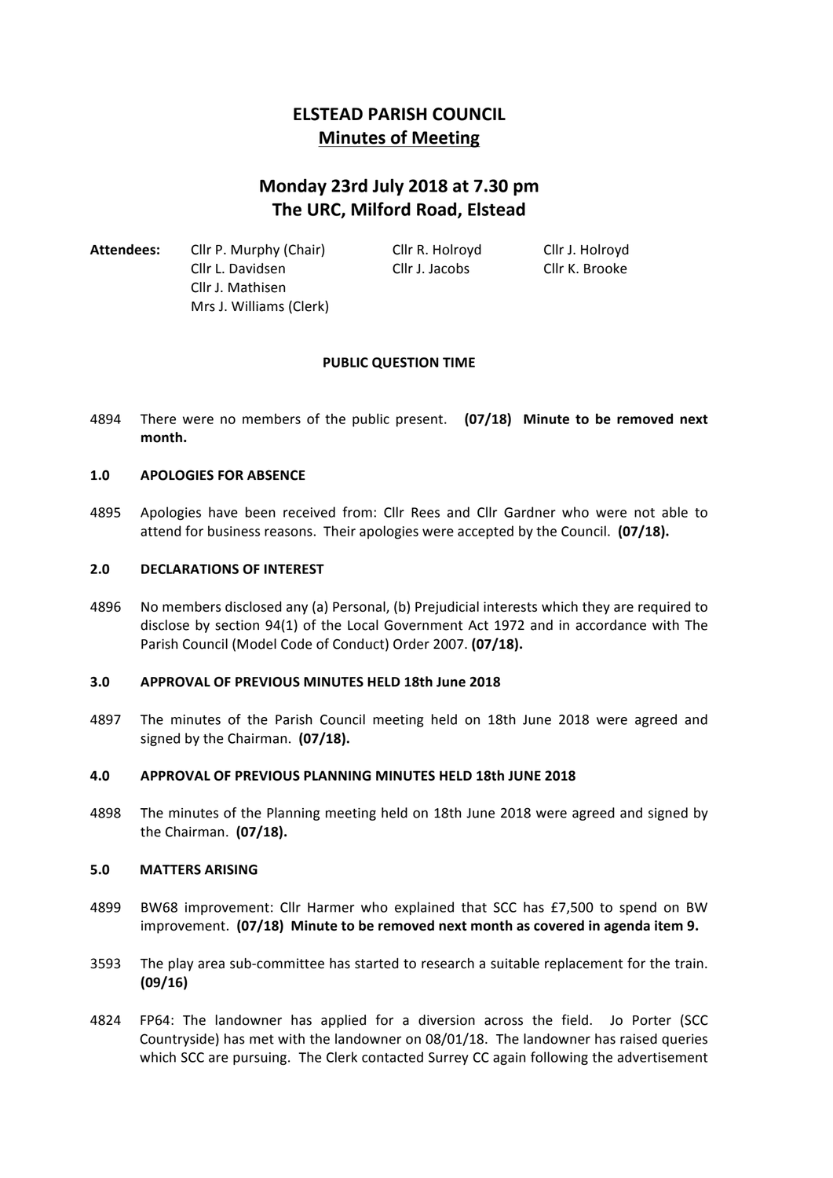# ELSTEAD PARISH COUNCIL

## Minutes of Meeting

## Monday 23rd July 2018 at 7.30 pm
## The URC, Milford Road, Elstead

**Attendees:** Cllr P. Murphy (Chair), Cllr R. Holroyd, Cllr J. Holroyd, Cllr L. Davidsen, Cllr J. Jacobs, Cllr K. Brooke, Cllr J. Mathisen, Mrs J. Williams (Clerk)

### PUBLIC QUESTION TIME

4894 There were no members of the public present. **(07/18) Minute to be removed next month.**

### 1.0 APOLOGIES FOR ABSENCE

4895 Apologies have been received from: Cllr Rees and Cllr Gardner who were not able to attend for business reasons. Their apologies were accepted by the Council. **(07/18).**

### 2.0 DECLARATIONS OF INTEREST

4896 No members disclosed any (a) Personal, (b) Prejudicial interests which they are required to disclose by section 94(1) of the Local Government Act 1972 and in accordance with The Parish Council (Model Code of Conduct) Order 2007. **(07/18).**

### 3.0 APPROVAL OF PREVIOUS MINUTES HELD 18th June 2018

4897 The minutes of the Parish Council meeting held on 18th June 2018 were agreed and signed by the Chairman. **(07/18).**

### 4.0 APPROVAL OF PREVIOUS PLANNING MINUTES HELD 18th JUNE 2018

4898 The minutes of the Planning meeting held on 18th June 2018 were agreed and signed by the Chairman. **(07/18).**

### 5.0 MATTERS ARISING

4899 BW68 improvement: Cllr Harmer who explained that SCC has £7,500 to spend on BW improvement. **(07/18) Minute to be removed next month as covered in agenda item 9.**

3593 The play area sub-committee has started to research a suitable replacement for the train. **(09/16)**

4824 FP64: The landowner has applied for a diversion across the field. Jo Porter (SCC Countryside) has met with the landowner on 08/01/18. The landowner has raised queries which SCC are pursuing. The Clerk contacted Surrey CC again following the advertisement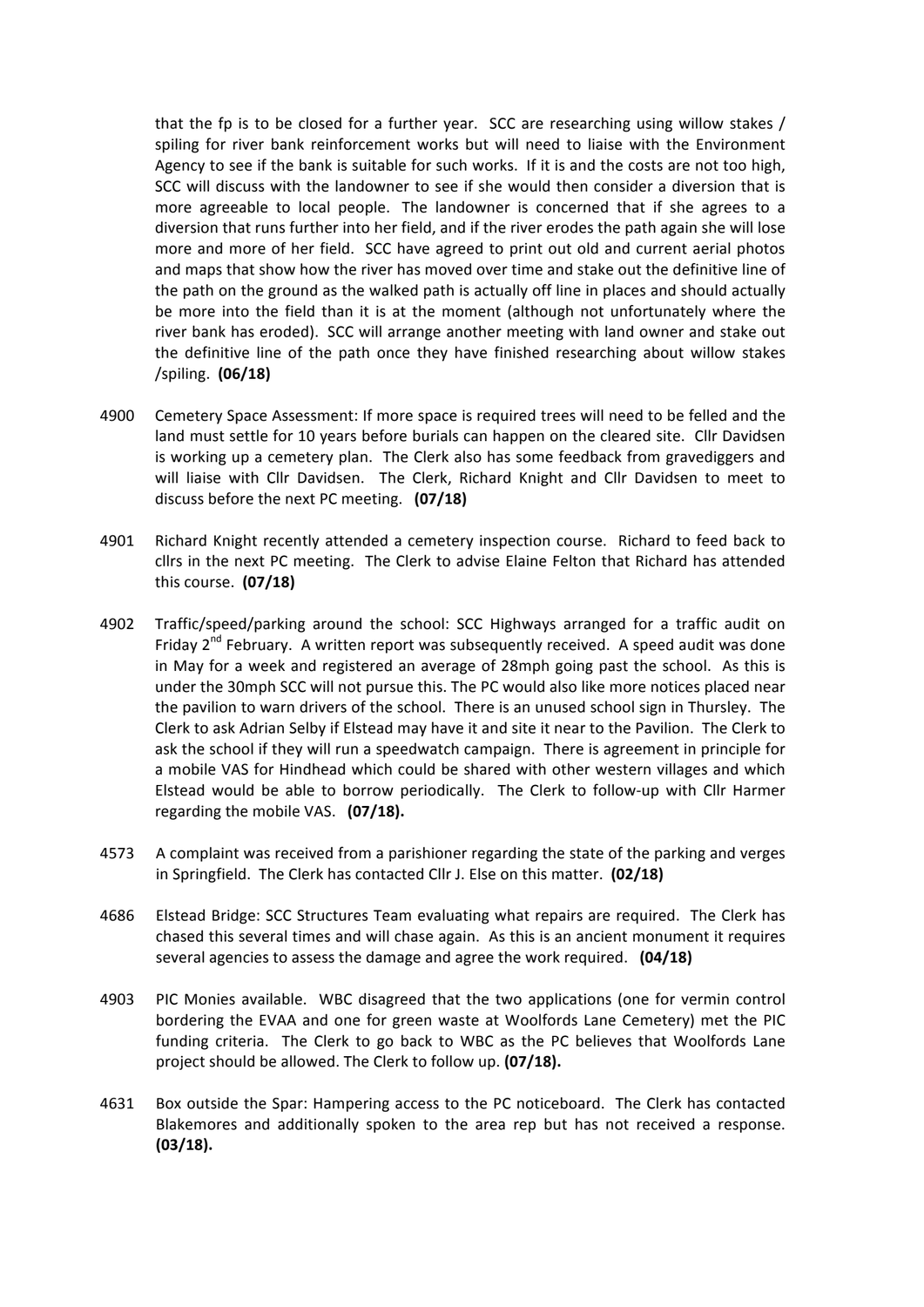that the fp is to be closed for a further year. SCC are researching using willow stakes / spiling for river bank reinforcement works but will need to liaise with the Environment Agency to see if the bank is suitable for such works. If it is and the costs are not too high, SCC will discuss with the landowner to see if she would then consider a diversion that is more agreeable to local people. The landowner is concerned that if she agrees to a diversion that runs further into her field, and if the river erodes the path again she will lose more and more of her field. SCC have agreed to print out old and current aerial photos and maps that show how the river has moved over time and stake out the definitive line of the path on the ground as the walked path is actually off line in places and should actually be more into the field than it is at the moment (although not unfortunately where the river bank has eroded). SCC will arrange another meeting with land owner and stake out the definitive line of the path once they have finished researching about willow stakes /spiling. **(06/18)**

4900 Cemetery Space Assessment: If more space is required trees will need to be felled and the land must settle for 10 years before burials can happen on the cleared site. Cllr Davidsen is working up a cemetery plan. The Clerk also has some feedback from gravediggers and will liaise with Cllr Davidsen. The Clerk, Richard Knight and Cllr Davidsen to meet to discuss before the next PC meeting. **(07/18)**

4901 Richard Knight recently attended a cemetery inspection course. Richard to feed back to cllrs in the next PC meeting. The Clerk to advise Elaine Felton that Richard has attended this course. **(07/18)**

4902 Traffic/speed/parking around the school: SCC Highways arranged for a traffic audit on Friday 2nd February. A written report was subsequently received. A speed audit was done in May for a week and registered an average of 28mph going past the school. As this is under the 30mph SCC will not pursue this. The PC would also like more notices placed near the pavilion to warn drivers of the school. There is an unused school sign in Thursley. The Clerk to ask Adrian Selby if Elstead may have it and site it near to the Pavilion. The Clerk to ask the school if they will run a speedwatch campaign. There is agreement in principle for a mobile VAS for Hindhead which could be shared with other western villages and which Elstead would be able to borrow periodically. The Clerk to follow-up with Cllr Harmer regarding the mobile VAS. **(07/18).**

4573 A complaint was received from a parishioner regarding the state of the parking and verges in Springfield. The Clerk has contacted Cllr J. Else on this matter. **(02/18)**

4686 Elstead Bridge: SCC Structures Team evaluating what repairs are required. The Clerk has chased this several times and will chase again. As this is an ancient monument it requires several agencies to assess the damage and agree the work required. **(04/18)**

4903 PIC Monies available. WBC disagreed that the two applications (one for vermin control bordering the EVAA and one for green waste at Woolfords Lane Cemetery) met the PIC funding criteria. The Clerk to go back to WBC as the PC believes that Woolfords Lane project should be allowed. The Clerk to follow up. **(07/18).**

4631 Box outside the Spar: Hampering access to the PC noticeboard. The Clerk has contacted Blakemores and additionally spoken to the area rep but has not received a response. **(03/18).**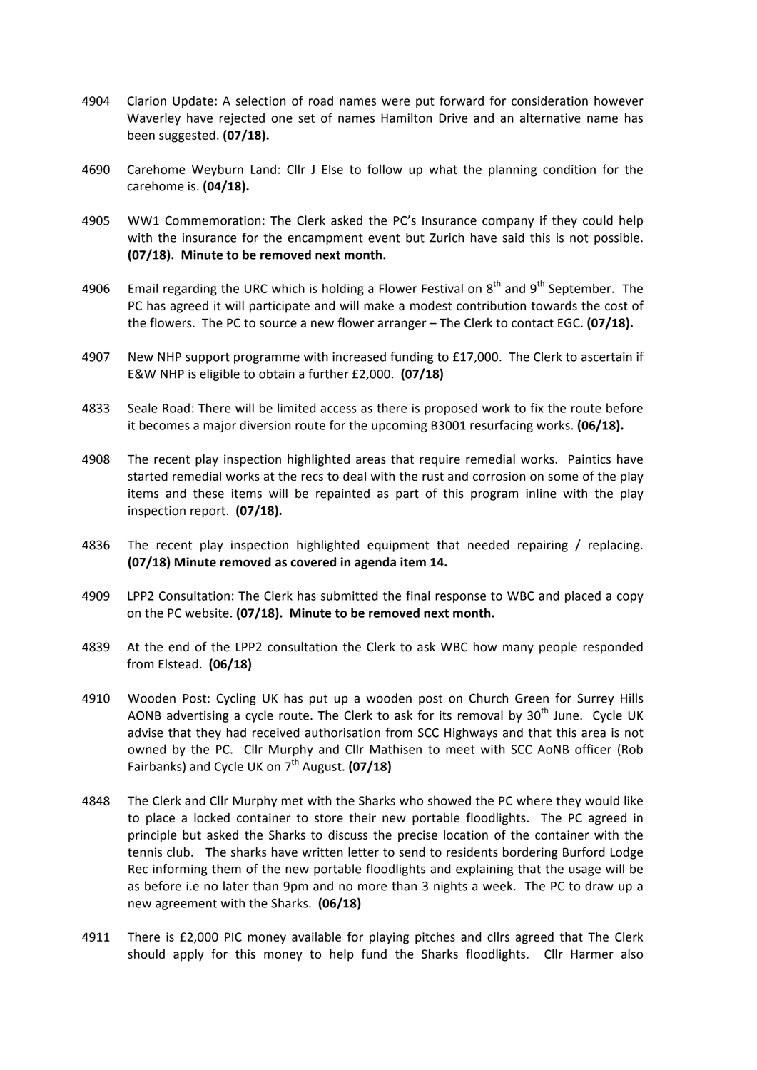4904 Clarion Update: A selection of road names were put forward for consideration however Waverley have rejected one set of names Hamilton Drive and an alternative name has been suggested. **(07/18).**

4690 Carehome Weyburn Land: Cllr J Else to follow up what the planning condition for the carehome is. **(04/18).**

4905 WW1 Commemoration: The Clerk asked the PC's Insurance company if they could help with the insurance for the encampment event but Zurich have said this is not possible. **(07/18). Minute to be removed next month.**

4906 Email regarding the URC which is holding a Flower Festival on 8th and 9th September. The PC has agreed it will participate and will make a modest contribution towards the cost of the flowers. The PC to source a new flower arranger – The Clerk to contact EGC. **(07/18).**

4907 New NHP support programme with increased funding to £17,000. The Clerk to ascertain if E&W NHP is eligible to obtain a further £2,000. **(07/18)**

4833 Seale Road: There will be limited access as there is proposed work to fix the route before it becomes a major diversion route for the upcoming B3001 resurfacing works. **(06/18).**

4908 The recent play inspection highlighted areas that require remedial works. Paintics have started remedial works at the recs to deal with the rust and corrosion on some of the play items and these items will be repainted as part of this program inline with the play inspection report. **(07/18).**

4836 The recent play inspection highlighted equipment that needed repairing / replacing. **(07/18) Minute removed as covered in agenda item 14.**

4909 LPP2 Consultation: The Clerk has submitted the final response to WBC and placed a copy on the PC website. **(07/18). Minute to be removed next month.**

4839 At the end of the LPP2 consultation the Clerk to ask WBC how many people responded from Elstead. **(06/18)**

4910 Wooden Post: Cycling UK has put up a wooden post on Church Green for Surrey Hills AONB advertising a cycle route. The Clerk to ask for its removal by 30th June. Cycle UK advise that they had received authorisation from SCC Highways and that this area is not owned by the PC. Cllr Murphy and Cllr Mathisen to meet with SCC AoNB officer (Rob Fairbanks) and Cycle UK on 7th August. **(07/18)**

4848 The Clerk and Cllr Murphy met with the Sharks who showed the PC where they would like to place a locked container to store their new portable floodlights. The PC agreed in principle but asked the Sharks to discuss the precise location of the container with the tennis club. The sharks have written letter to send to residents bordering Burford Lodge Rec informing them of the new portable floodlights and explaining that the usage will be as before i.e no later than 9pm and no more than 3 nights a week. The PC to draw up a new agreement with the Sharks. **(06/18)**

4911 There is £2,000 PIC money available for playing pitches and cllrs agreed that The Clerk should apply for this money to help fund the Sharks floodlights. Cllr Harmer also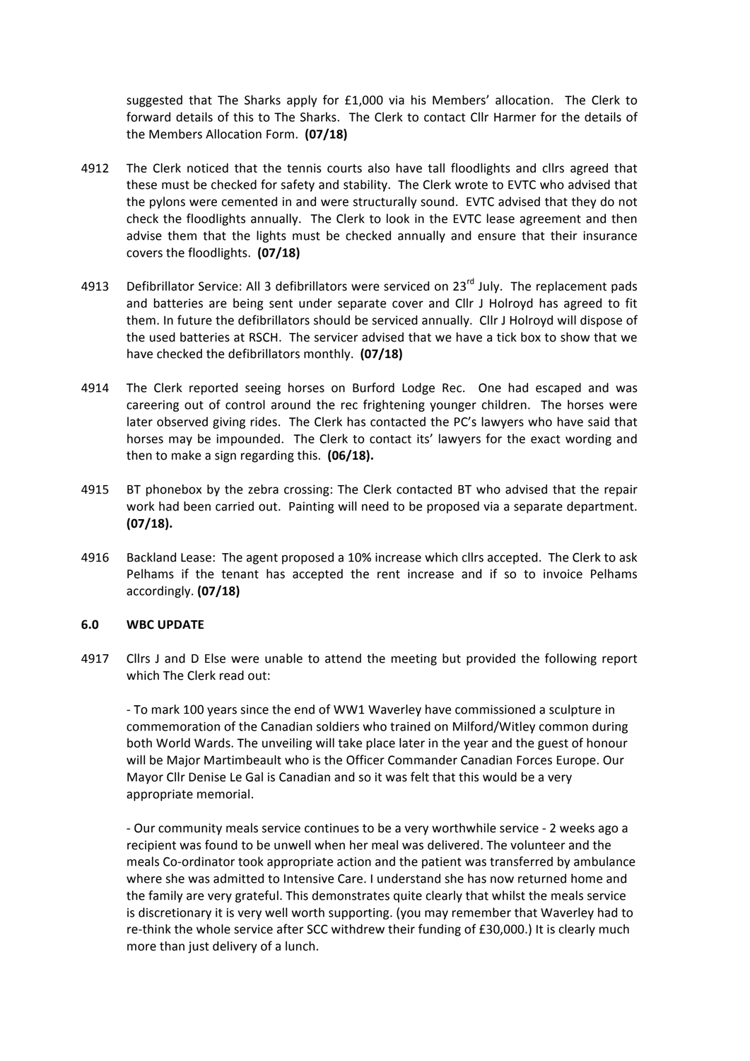suggested that The Sharks apply for £1,000 via his Members' allocation. The Clerk to forward details of this to The Sharks. The Clerk to contact Cllr Harmer for the details of the Members Allocation Form. **(07/18)**

4912 The Clerk noticed that the tennis courts also have tall floodlights and cllrs agreed that these must be checked for safety and stability. The Clerk wrote to EVTC who advised that the pylons were cemented in and were structurally sound. EVTC advised that they do not check the floodlights annually. The Clerk to look in the EVTC lease agreement and then advise them that the lights must be checked annually and ensure that their insurance covers the floodlights. **(07/18)**

4913 Defibrillator Service: All 3 defibrillators were serviced on 23rd July. The replacement pads and batteries are being sent under separate cover and Cllr J Holroyd has agreed to fit them. In future the defibrillators should be serviced annually. Cllr J Holroyd will dispose of the used batteries at RSCH. The servicer advised that we have a tick box to show that we have checked the defibrillators monthly. **(07/18)**

4914 The Clerk reported seeing horses on Burford Lodge Rec. One had escaped and was careering out of control around the rec frightening younger children. The horses were later observed giving rides. The Clerk has contacted the PC's lawyers who have said that horses may be impounded. The Clerk to contact its' lawyers for the exact wording and then to make a sign regarding this. **(06/18).**

4915 BT phonebox by the zebra crossing: The Clerk contacted BT who advised that the repair work had been carried out. Painting will need to be proposed via a separate department. **(07/18).**

4916 Backland Lease: The agent proposed a 10% increase which cllrs accepted. The Clerk to ask Pelhams if the tenant has accepted the rent increase and if so to invoice Pelhams accordingly. **(07/18)**

## 6.0 WBC UPDATE

4917 Cllrs J and D Else were unable to attend the meeting but provided the following report which The Clerk read out:

- To mark 100 years since the end of WW1 Waverley have commissioned a sculpture in commemoration of the Canadian soldiers who trained on Milford/Witley common during both World Wards. The unveiling will take place later in the year and the guest of honour will be Major Martimbeault who is the Officer Commander Canadian Forces Europe. Our Mayor Cllr Denise Le Gal is Canadian and so it was felt that this would be a very appropriate memorial.

- Our community meals service continues to be a very worthwhile service - 2 weeks ago a recipient was found to be unwell when her meal was delivered. The volunteer and the meals Co-ordinator took appropriate action and the patient was transferred by ambulance where she was admitted to Intensive Care. I understand she has now returned home and the family are very grateful. This demonstrates quite clearly that whilst the meals service is discretionary it is very well worth supporting. (you may remember that Waverley had to re-think the whole service after SCC withdrew their funding of £30,000.) It is clearly much more than just delivery of a lunch.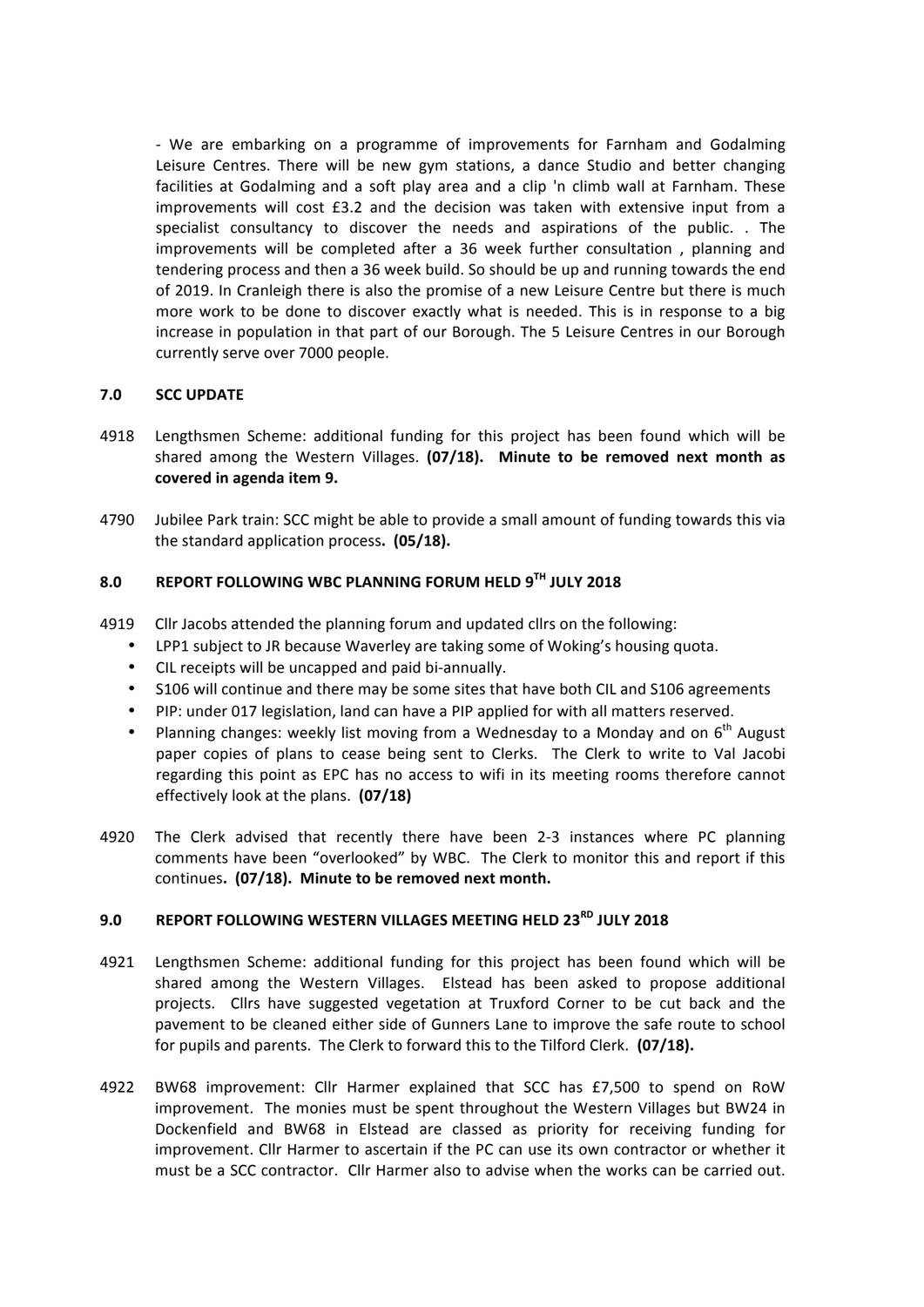- We are embarking on a programme of improvements for Farnham and Godalming Leisure Centres. There will be new gym stations, a dance Studio and better changing facilities at Godalming and a soft play area and a clip 'n climb wall at Farnham. These improvements will cost £3.2 and the decision was taken with extensive input from a specialist consultancy to discover the needs and aspirations of the public. . The improvements will be completed after a 36 week further consultation , planning and tendering process and then a 36 week build. So should be up and running towards the end of 2019. In Cranleigh there is also the promise of a new Leisure Centre but there is much more work to be done to discover exactly what is needed. This is in response to a big increase in population in that part of our Borough. The 5 Leisure Centres in our Borough currently serve over 7000 people.

## 7.0 SCC UPDATE

4918 Lengthsmen Scheme: additional funding for this project has been found which will be shared among the Western Villages. **(07/18). Minute to be removed next month as covered in agenda item 9.**

4790 Jubilee Park train: SCC might be able to provide a small amount of funding towards this via the standard application process**. (05/18).**

## 8.0 REPORT FOLLOWING WBC PLANNING FORUM HELD 9TH JULY 2018

4919 Cllr Jacobs attended the planning forum and updated cllrs on the following:

- LPP1 subject to JR because Waverley are taking some of Woking's housing quota.
- CIL receipts will be uncapped and paid bi-annually.
- S106 will continue and there may be some sites that have both CIL and S106 agreements
- PIP: under 017 legislation, land can have a PIP applied for with all matters reserved.
- Planning changes: weekly list moving from a Wednesday to a Monday and on 6th August paper copies of plans to cease being sent to Clerks. The Clerk to write to Val Jacobi regarding this point as EPC has no access to wifi in its meeting rooms therefore cannot effectively look at the plans. **(07/18)**

4920 The Clerk advised that recently there have been 2-3 instances where PC planning comments have been "overlooked" by WBC. The Clerk to monitor this and report if this continues**. (07/18). Minute to be removed next month.**

## 9.0 REPORT FOLLOWING WESTERN VILLAGES MEETING HELD 23RD JULY 2018

4921 Lengthsmen Scheme: additional funding for this project has been found which will be shared among the Western Villages. Elstead has been asked to propose additional projects. Cllrs have suggested vegetation at Truxford Corner to be cut back and the pavement to be cleaned either side of Gunners Lane to improve the safe route to school for pupils and parents. The Clerk to forward this to the Tilford Clerk. **(07/18).**

4922 BW68 improvement: Cllr Harmer explained that SCC has £7,500 to spend on RoW improvement. The monies must be spent throughout the Western Villages but BW24 in Dockenfield and BW68 in Elstead are classed as priority for receiving funding for improvement. Cllr Harmer to ascertain if the PC can use its own contractor or whether it must be a SCC contractor. Cllr Harmer also to advise when the works can be carried out.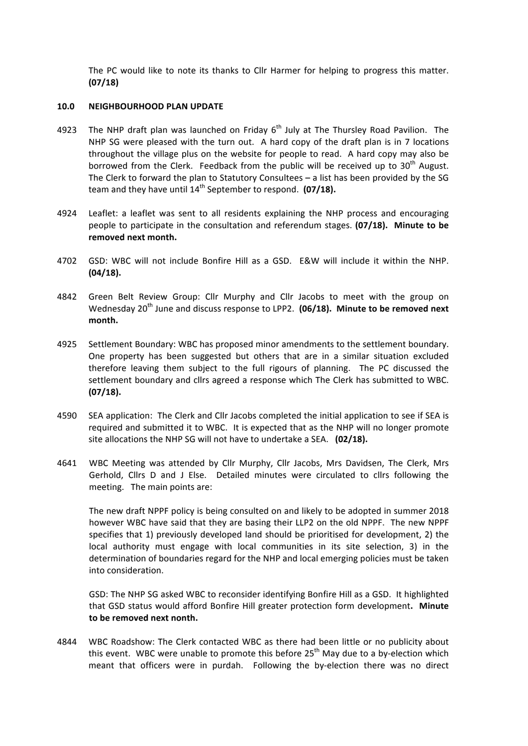The PC would like to note its thanks to Cllr Harmer for helping to progress this matter. **(07/18)**

## 10.0 NEIGHBOURHOOD PLAN UPDATE

4923 The NHP draft plan was launched on Friday 6th July at The Thursley Road Pavilion. The NHP SG were pleased with the turn out. A hard copy of the draft plan is in 7 locations throughout the village plus on the website for people to read. A hard copy may also be borrowed from the Clerk. Feedback from the public will be received up to 30th August. The Clerk to forward the plan to Statutory Consultees – a list has been provided by the SG team and they have until 14th September to respond. **(07/18).**

4924 Leaflet: a leaflet was sent to all residents explaining the NHP process and encouraging people to participate in the consultation and referendum stages. **(07/18). Minute to be removed next month.**

4702 GSD: WBC will not include Bonfire Hill as a GSD. E&W will include it within the NHP. **(04/18).**

4842 Green Belt Review Group: Cllr Murphy and Cllr Jacobs to meet with the group on Wednesday 20th June and discuss response to LPP2. **(06/18). Minute to be removed next month.**

4925 Settlement Boundary: WBC has proposed minor amendments to the settlement boundary. One property has been suggested but others that are in a similar situation excluded therefore leaving them subject to the full rigours of planning. The PC discussed the settlement boundary and cllrs agreed a response which The Clerk has submitted to WBC. **(07/18).**

4590 SEA application: The Clerk and Cllr Jacobs completed the initial application to see if SEA is required and submitted it to WBC. It is expected that as the NHP will no longer promote site allocations the NHP SG will not have to undertake a SEA. **(02/18).**

4641 WBC Meeting was attended by Cllr Murphy, Cllr Jacobs, Mrs Davidsen, The Clerk, Mrs Gerhold, Cllrs D and J Else. Detailed minutes were circulated to cllrs following the meeting. The main points are:

The new draft NPPF policy is being consulted on and likely to be adopted in summer 2018 however WBC have said that they are basing their LLP2 on the old NPPF. The new NPPF specifies that 1) previously developed land should be prioritised for development, 2) the local authority must engage with local communities in its site selection, 3) in the determination of boundaries regard for the NHP and local emerging policies must be taken into consideration.

GSD: The NHP SG asked WBC to reconsider identifying Bonfire Hill as a GSD. It highlighted that GSD status would afford Bonfire Hill greater protection form development**. Minute to be removed next nonth.**

4844 WBC Roadshow: The Clerk contacted WBC as there had been little or no publicity about this event. WBC were unable to promote this before 25th May due to a by-election which meant that officers were in purdah. Following the by-election there was no direct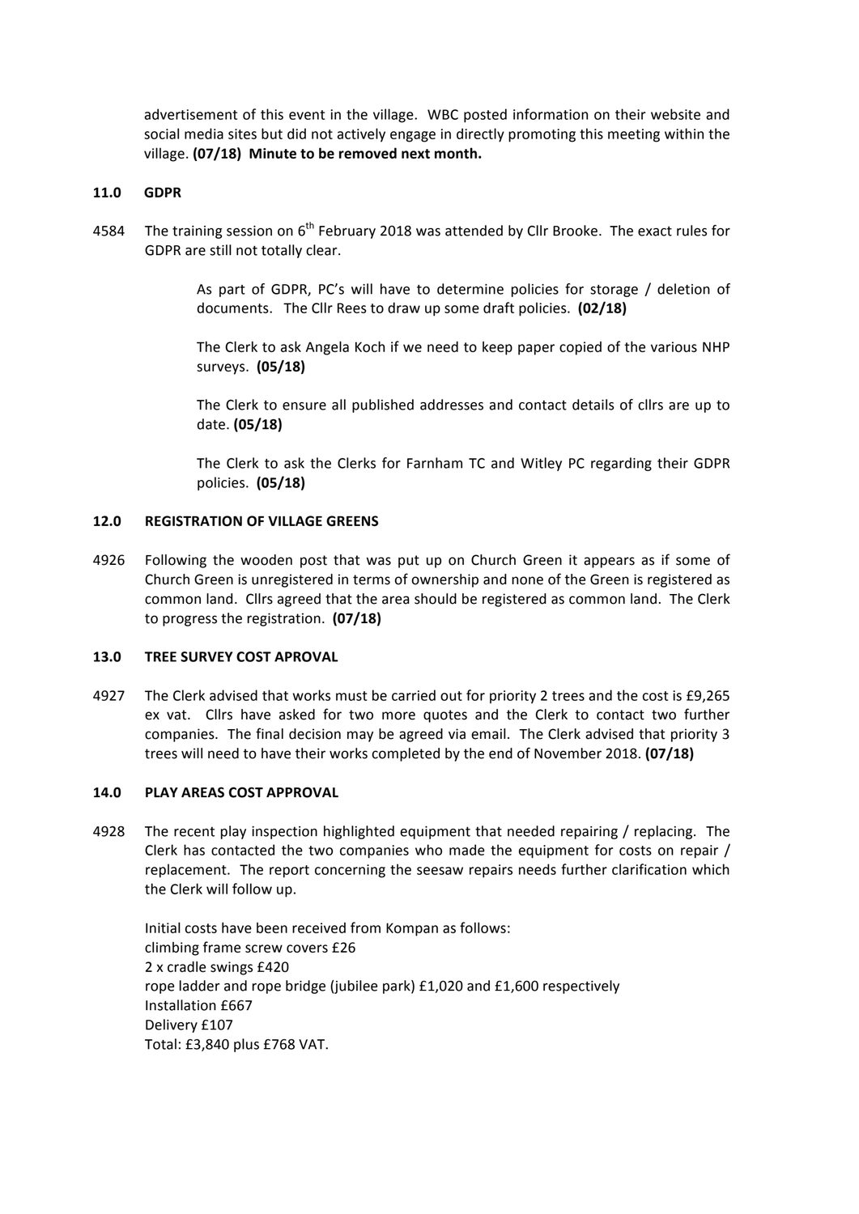advertisement of this event in the village. WBC posted information on their website and social media sites but did not actively engage in directly promoting this meeting within the village. **(07/18) Minute to be removed next month.**

**11.0 GDPR**

4584 The training session on 6th February 2018 was attended by Cllr Brooke. The exact rules for GDPR are still not totally clear.

> As part of GDPR, PC's will have to determine policies for storage / deletion of documents. The Cllr Rees to draw up some draft policies. **(02/18)**
>
> The Clerk to ask Angela Koch if we need to keep paper copied of the various NHP surveys. **(05/18)**
>
> The Clerk to ensure all published addresses and contact details of cllrs are up to date. **(05/18)**
>
> The Clerk to ask the Clerks for Farnham TC and Witley PC regarding their GDPR policies. **(05/18)**

**12.0 REGISTRATION OF VILLAGE GREENS**

4926 Following the wooden post that was put up on Church Green it appears as if some of Church Green is unregistered in terms of ownership and none of the Green is registered as common land. Cllrs agreed that the area should be registered as common land. The Clerk to progress the registration. **(07/18)**

**13.0 TREE SURVEY COST APROVAL**

4927 The Clerk advised that works must be carried out for priority 2 trees and the cost is £9,265 ex vat. Cllrs have asked for two more quotes and the Clerk to contact two further companies. The final decision may be agreed via email. The Clerk advised that priority 3 trees will need to have their works completed by the end of November 2018. **(07/18)**

**14.0 PLAY AREAS COST APPROVAL**

4928 The recent play inspection highlighted equipment that needed repairing / replacing. The Clerk has contacted the two companies who made the equipment for costs on repair / replacement. The report concerning the seesaw repairs needs further clarification which the Clerk will follow up.

Initial costs have been received from Kompan as follows:
climbing frame screw covers £26
2 x cradle swings £420
rope ladder and rope bridge (jubilee park) £1,020 and £1,600 respectively
Installation £667
Delivery £107
Total: £3,840 plus £768 VAT.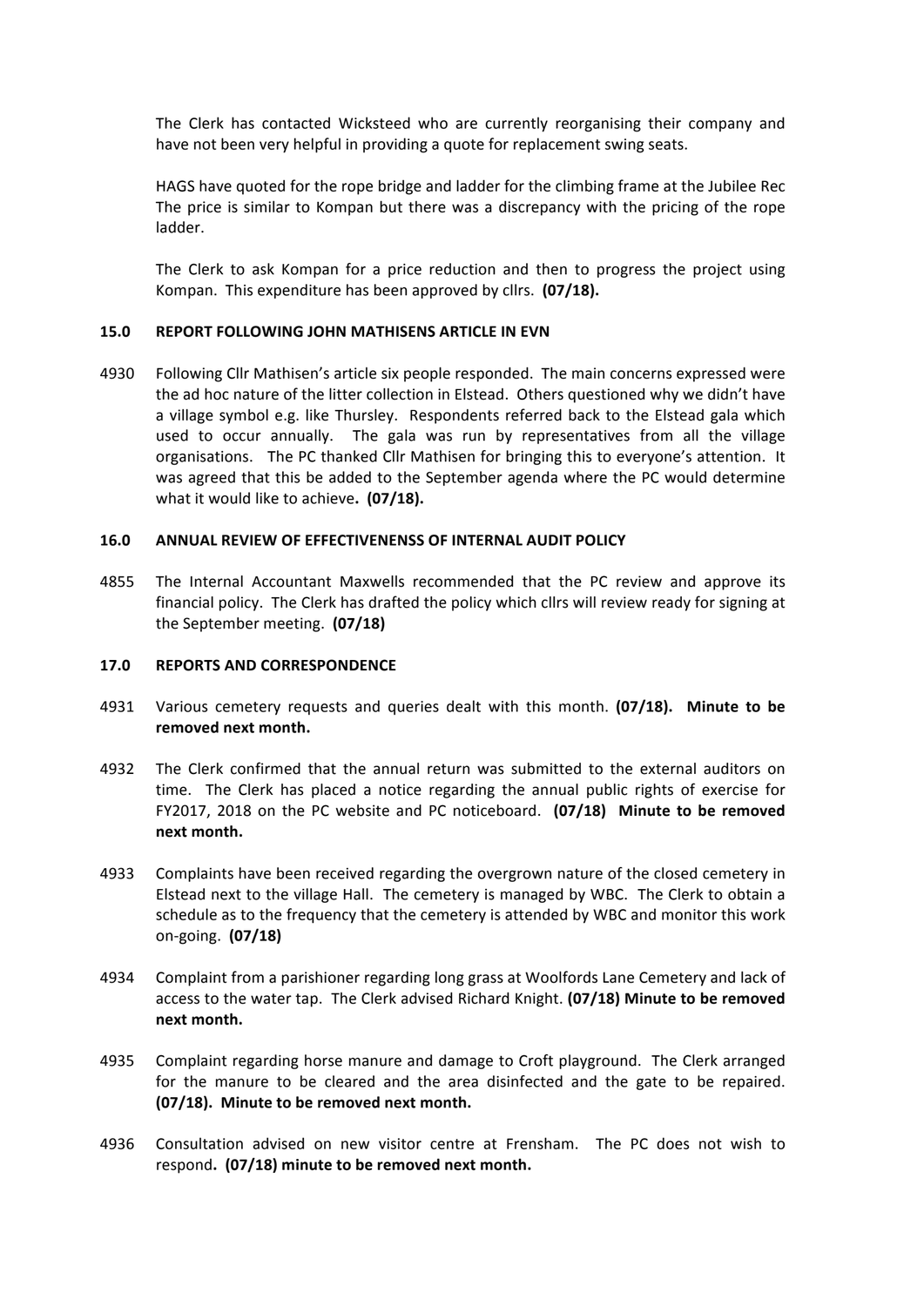The Clerk has contacted Wicksteed who are currently reorganising their company and have not been very helpful in providing a quote for replacement swing seats.

HAGS have quoted for the rope bridge and ladder for the climbing frame at the Jubilee Rec The price is similar to Kompan but there was a discrepancy with the pricing of the rope ladder.

The Clerk to ask Kompan for a price reduction and then to progress the project using Kompan. This expenditure has been approved by cllrs. **(07/18).**

**15.0 REPORT FOLLOWING JOHN MATHISENS ARTICLE IN EVN**

4930 Following Cllr Mathisen's article six people responded. The main concerns expressed were the ad hoc nature of the litter collection in Elstead. Others questioned why we didn't have a village symbol e.g. like Thursley. Respondents referred back to the Elstead gala which used to occur annually. The gala was run by representatives from all the village organisations. The PC thanked Cllr Mathisen for bringing this to everyone's attention. It was agreed that this be added to the September agenda where the PC would determine what it would like to achieve**. (07/18).**

**16.0 ANNUAL REVIEW OF EFFECTIVENENSS OF INTERNAL AUDIT POLICY**

4855 The Internal Accountant Maxwells recommended that the PC review and approve its financial policy. The Clerk has drafted the policy which cllrs will review ready for signing at the September meeting. **(07/18)**

**17.0 REPORTS AND CORRESPONDENCE**

4931 Various cemetery requests and queries dealt with this month. **(07/18). Minute to be removed next month.**

4932 The Clerk confirmed that the annual return was submitted to the external auditors on time. The Clerk has placed a notice regarding the annual public rights of exercise for FY2017, 2018 on the PC website and PC noticeboard. **(07/18) Minute to be removed next month.**

4933 Complaints have been received regarding the overgrown nature of the closed cemetery in Elstead next to the village Hall. The cemetery is managed by WBC. The Clerk to obtain a schedule as to the frequency that the cemetery is attended by WBC and monitor this work on-going. **(07/18)**

4934 Complaint from a parishioner regarding long grass at Woolfords Lane Cemetery and lack of access to the water tap. The Clerk advised Richard Knight. **(07/18) Minute to be removed next month.**

4935 Complaint regarding horse manure and damage to Croft playground. The Clerk arranged for the manure to be cleared and the area disinfected and the gate to be repaired. **(07/18). Minute to be removed next month.**

4936 Consultation advised on new visitor centre at Frensham. The PC does not wish to respond**. (07/18) minute to be removed next month.**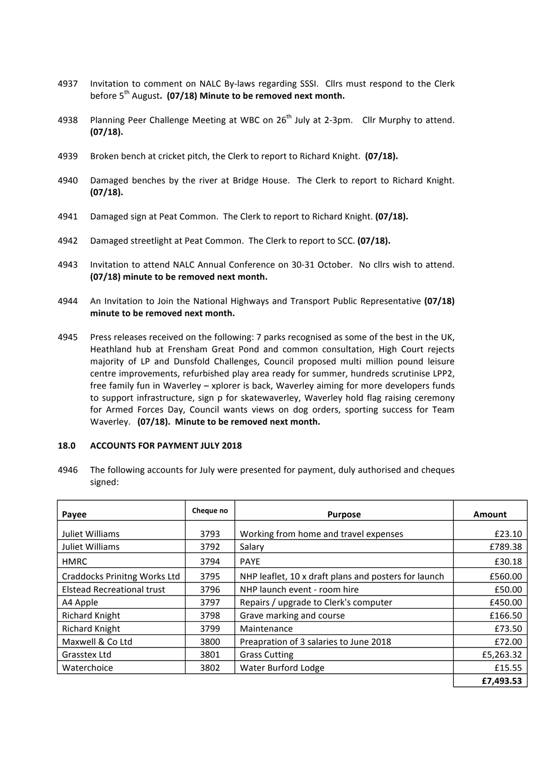4937 Invitation to comment on NALC By-laws regarding SSSI. Cllrs must respond to the Clerk before 5th August. **(07/18) Minute to be removed next month.**

4938 Planning Peer Challenge Meeting at WBC on 26th July at 2-3pm. Cllr Murphy to attend. **(07/18).**

4939 Broken bench at cricket pitch, the Clerk to report to Richard Knight. **(07/18).**

4940 Damaged benches by the river at Bridge House. The Clerk to report to Richard Knight. **(07/18).**

4941 Damaged sign at Peat Common. The Clerk to report to Richard Knight. **(07/18).**

4942 Damaged streetlight at Peat Common. The Clerk to report to SCC. **(07/18).**

4943 Invitation to attend NALC Annual Conference on 30-31 October. No cllrs wish to attend. **(07/18) minute to be removed next month.**

4944 An Invitation to Join the National Highways and Transport Public Representative **(07/18) minute to be removed next month.**

4945 Press releases received on the following: 7 parks recognised as some of the best in the UK, Heathland hub at Frensham Great Pond and common consultation, High Court rejects majority of LP and Dunsfold Challenges, Council proposed multi million pound leisure centre improvements, refurbished play area ready for summer, hundreds scrutinise LPP2, free family fun in Waverley – xplorer is back, Waverley aiming for more developers funds to support infrastructure, sign p for skatewaverley, Waverley hold flag raising ceremony for Armed Forces Day, Council wants views on dog orders, sporting success for Team Waverley. **(07/18). Minute to be removed next month.**

## 18.0 ACCOUNTS FOR PAYMENT JULY 2018

4946 The following accounts for July were presented for payment, duly authorised and cheques signed:

| Payee | Cheque no | Purpose | Amount |
|---|---|---|---|
| Juliet Williams | 3793 | Working from home and travel expenses | £23.10 |
| Juliet Williams | 3792 | Salary | £789.38 |
| HMRC | 3794 | PAYE | £30.18 |
| Craddocks Prinitng Works Ltd | 3795 | NHP leaflet, 10 x draft plans and posters for launch | £560.00 |
| Elstead Recreational trust | 3796 | NHP launch event - room hire | £50.00 |
| A4 Apple | 3797 | Repairs / upgrade to Clerk's computer | £450.00 |
| Richard Knight | 3798 | Grave marking and course | £166.50 |
| Richard Knight | 3799 | Maintenance | £73.50 |
| Maxwell & Co Ltd | 3800 | Preapration of 3 salaries to June 2018 | £72.00 |
| Grasstex Ltd | 3801 | Grass Cutting | £5,263.32 |
| Waterchoice | 3802 | Water Burford Lodge | £15.55 |
| | | | **£7,493.53** |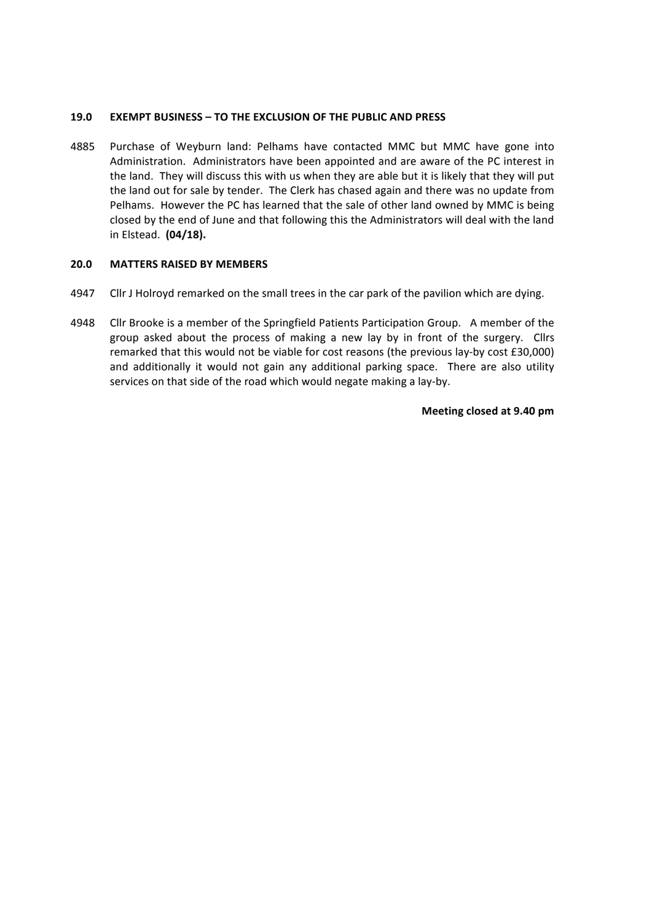## 19.0 EXEMPT BUSINESS – TO THE EXCLUSION OF THE PUBLIC AND PRESS

4885 Purchase of Weyburn land: Pelhams have contacted MMC but MMC have gone into Administration. Administrators have been appointed and are aware of the PC interest in the land. They will discuss this with us when they are able but it is likely that they will put the land out for sale by tender. The Clerk has chased again and there was no update from Pelhams. However the PC has learned that the sale of other land owned by MMC is being closed by the end of June and that following this the Administrators will deal with the land in Elstead. **(04/18).**

## 20.0 MATTERS RAISED BY MEMBERS

4947 Cllr J Holroyd remarked on the small trees in the car park of the pavilion which are dying.

4948 Cllr Brooke is a member of the Springfield Patients Participation Group. A member of the group asked about the process of making a new lay by in front of the surgery. Cllrs remarked that this would not be viable for cost reasons (the previous lay-by cost £30,000) and additionally it would not gain any additional parking space. There are also utility services on that side of the road which would negate making a lay-by.

**Meeting closed at 9.40 pm**